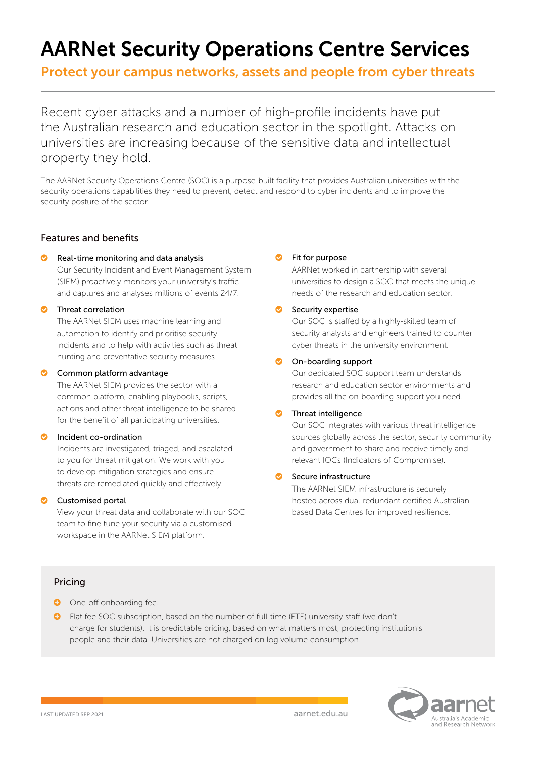# AARNet Security Operations Centre Services

## Protect your campus networks, assets and people from cyber threats

Recent cyber attacks and a number of high-profile incidents have put the Australian research and education sector in the spotlight. Attacks on universities are increasing because of the sensitive data and intellectual property they hold.

The AARNet Security Operations Centre (SOC) is a purpose-built facility that provides Australian universities with the security operations capabilities they need to prevent, detect and respond to cyber incidents and to improve the security posture of the sector.

### Features and benefits

- **Real-time monitoring and data analysis**
  Our Security Incident and Event Management System (SIEM) proactively monitors your university's traffic and captures and analyses millions of events 24/7.
- **Threat correlation**
  The AARNet SIEM uses machine learning and automation to identify and prioritise security incidents and to help with activities such as threat hunting and preventative security measures.
- **Common platform advantage**
  The AARNet SIEM provides the sector with a common platform, enabling playbooks, scripts, actions and other threat intelligence to be shared for the benefit of all participating universities.
- **Incident co-ordination**
  Incidents are investigated, triaged, and escalated to you for threat mitigation. We work with you to develop mitigation strategies and ensure threats are remediated quickly and effectively.
- **Customised portal**
  View your threat data and collaborate with our SOC team to fine tune your security via a customised workspace in the AARNet SIEM platform.
- **Fit for purpose**
  AARNet worked in partnership with several universities to design a SOC that meets the unique needs of the research and education sector.
- **Security expertise**
  Our SOC is staffed by a highly-skilled team of security analysts and engineers trained to counter cyber threats in the university environment.
- **On-boarding support**
  Our dedicated SOC support team understands research and education sector environments and provides all the on-boarding support you need.
- **Threat intelligence**
  Our SOC integrates with various threat intelligence sources globally across the sector, security community and government to share and receive timely and relevant IOCs (Indicators of Compromise).
- **Secure infrastructure**
  The AARNet SIEM infrastructure is securely hosted across dual-redundant certified Australian based Data Centres for improved resilience.

### Pricing

- One-off onboarding fee.
- Flat fee SOC subscription, based on the number of full-time (FTE) university staff (we don't charge for students). It is predictable pricing, based on what matters most; protecting institution's people and their data. Universities are not charged on log volume consumption.

LAST UPDATED SEP 2021

aarnet.edu.au

aarnet — Australia's Academic and Research Network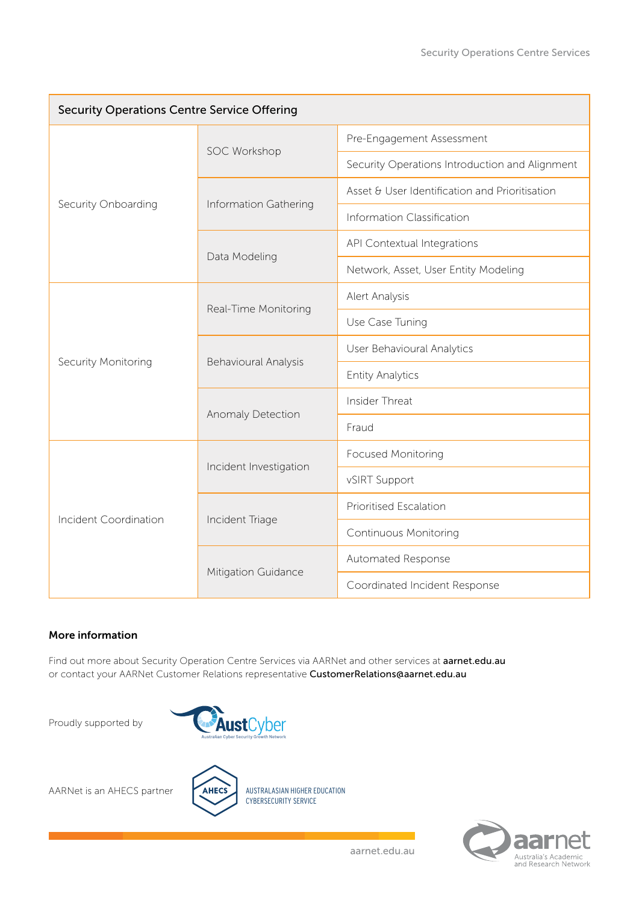| Security Operations Centre Service Offering | | |
|---|---|---|
| Security Onboarding | SOC Workshop | Pre-Engagement Assessment |
| | | Security Operations Introduction and Alignment |
| | Information Gathering | Asset & User Identification and Prioritisation |
| | | Information Classification |
| | Data Modeling | API Contextual Integrations |
| | | Network, Asset, User Entity Modeling |
| Security Monitoring | Real-Time Monitoring | Alert Analysis |
| | | Use Case Tuning |
| | Behavioural Analysis | User Behavioural Analytics |
| | | Entity Analytics |
| | Anomaly Detection | Insider Threat |
| | | Fraud |
| Incident Coordination | Incident Investigation | Focused Monitoring |
| | | vSIRT Support |
| | Incident Triage | Prioritised Escalation |
| | | Continuous Monitoring |
| | Mitigation Guidance | Automated Response |
| | | Coordinated Incident Response |

**More information**

Find out more about Security Operation Centre Services via AARNet and other services at **aarnet.edu.au** or contact your AARNet Customer Relations representative **CustomerRelations@aarnet.edu.au**

Proudly supported by AustCyber – Australian Cyber Security Growth Network

AARNet is an AHECS partner – AHECS Australasian Higher Education Cybersecurity Service

aarnet.edu.au

aarnet – Australia's Academic and Research Network